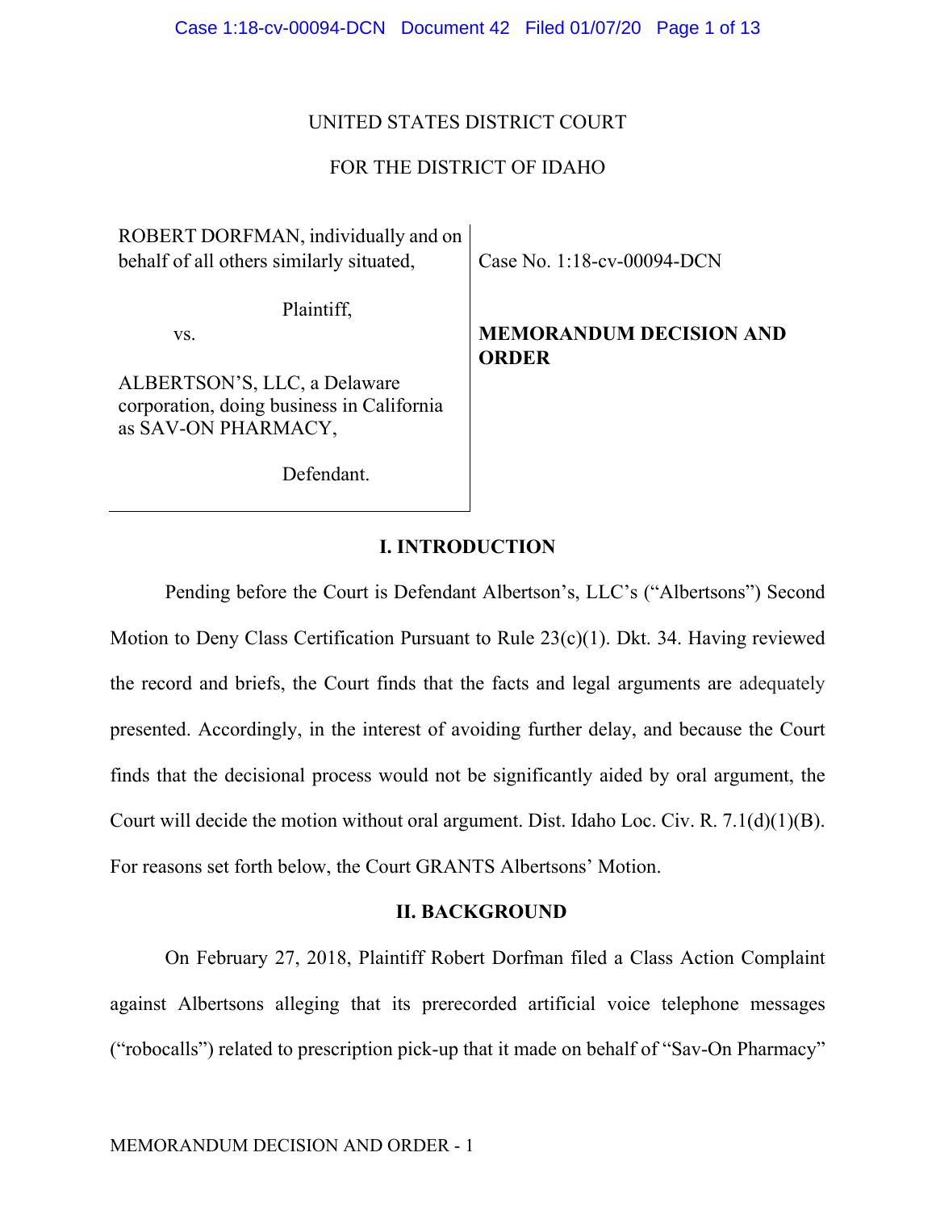UNITED STATES DISTRICT COURT

FOR THE DISTRICT OF IDAHO

| | |
|---|---|
| ROBERT DORFMAN, individually and on behalf of all others similarly situated,<br><br>Plaintiff,<br><br>vs.<br><br>ALBERTSON'S, LLC, a Delaware corporation, doing business in California as SAV-ON PHARMACY,<br><br>Defendant. | Case No. 1:18-cv-00094-DCN<br><br>**MEMORANDUM DECISION AND ORDER** |

## I. INTRODUCTION

Pending before the Court is Defendant Albertson's, LLC's ("Albertsons") Second Motion to Deny Class Certification Pursuant to Rule 23(c)(1). Dkt. 34. Having reviewed the record and briefs, the Court finds that the facts and legal arguments are adequately presented. Accordingly, in the interest of avoiding further delay, and because the Court finds that the decisional process would not be significantly aided by oral argument, the Court will decide the motion without oral argument. Dist. Idaho Loc. Civ. R. 7.1(d)(1)(B). For reasons set forth below, the Court GRANTS Albertsons' Motion.

## II. BACKGROUND

On February 27, 2018, Plaintiff Robert Dorfman filed a Class Action Complaint against Albertsons alleging that its prerecorded artificial voice telephone messages ("robocalls") related to prescription pick-up that it made on behalf of "Sav-On Pharmacy"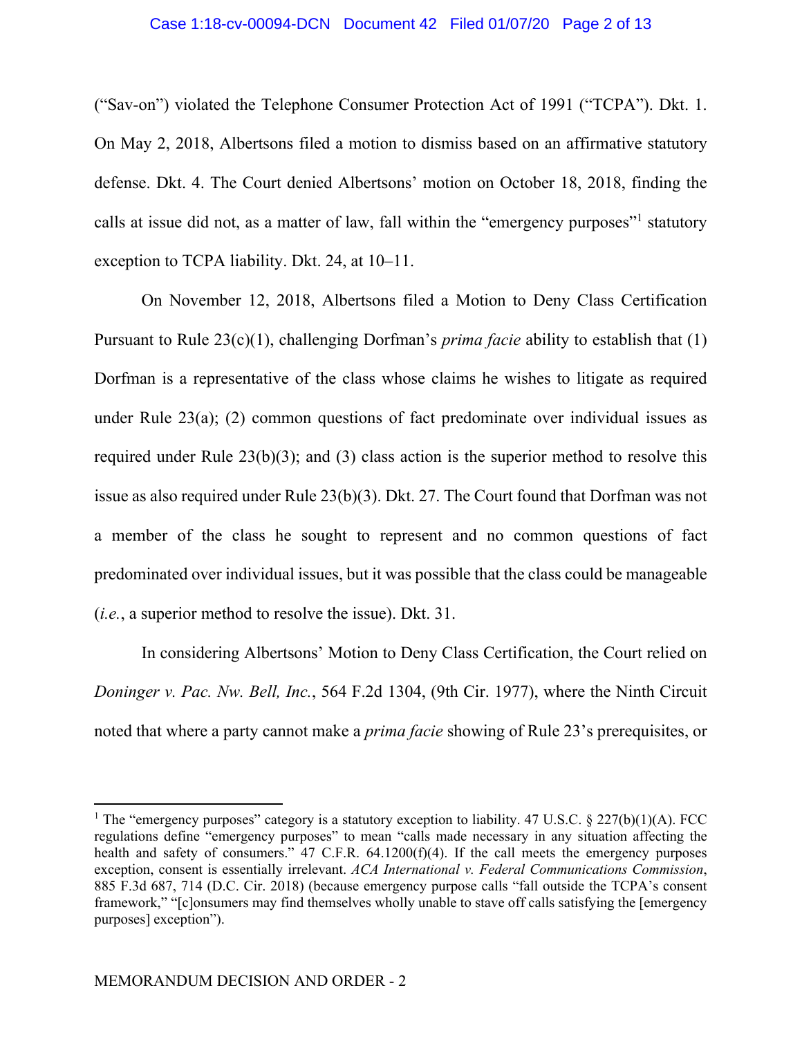("Sav-on") violated the Telephone Consumer Protection Act of 1991 ("TCPA"). Dkt. 1. On May 2, 2018, Albertsons filed a motion to dismiss based on an affirmative statutory defense. Dkt. 4. The Court denied Albertsons' motion on October 18, 2018, finding the calls at issue did not, as a matter of law, fall within the "emergency purposes"[1] statutory exception to TCPA liability. Dkt. 24, at 10–11.

On November 12, 2018, Albertsons filed a Motion to Deny Class Certification Pursuant to Rule 23(c)(1), challenging Dorfman's *prima facie* ability to establish that (1) Dorfman is a representative of the class whose claims he wishes to litigate as required under Rule 23(a); (2) common questions of fact predominate over individual issues as required under Rule 23(b)(3); and (3) class action is the superior method to resolve this issue as also required under Rule 23(b)(3). Dkt. 27. The Court found that Dorfman was not a member of the class he sought to represent and no common questions of fact predominated over individual issues, but it was possible that the class could be manageable (*i.e.*, a superior method to resolve the issue). Dkt. 31.

In considering Albertsons' Motion to Deny Class Certification, the Court relied on *Doninger v. Pac. Nw. Bell, Inc.*, 564 F.2d 1304, (9th Cir. 1977), where the Ninth Circuit noted that where a party cannot make a *prima facie* showing of Rule 23's prerequisites, or

---

[1] The "emergency purposes" category is a statutory exception to liability. 47 U.S.C. § 227(b)(1)(A). FCC regulations define "emergency purposes" to mean "calls made necessary in any situation affecting the health and safety of consumers." 47 C.F.R. 64.1200(f)(4). If the call meets the emergency purposes exception, consent is essentially irrelevant. *ACA International v. Federal Communications Commission*, 885 F.3d 687, 714 (D.C. Cir. 2018) (because emergency purpose calls "fall outside the TCPA's consent framework," "[c]onsumers may find themselves wholly unable to stave off calls satisfying the [emergency purposes] exception").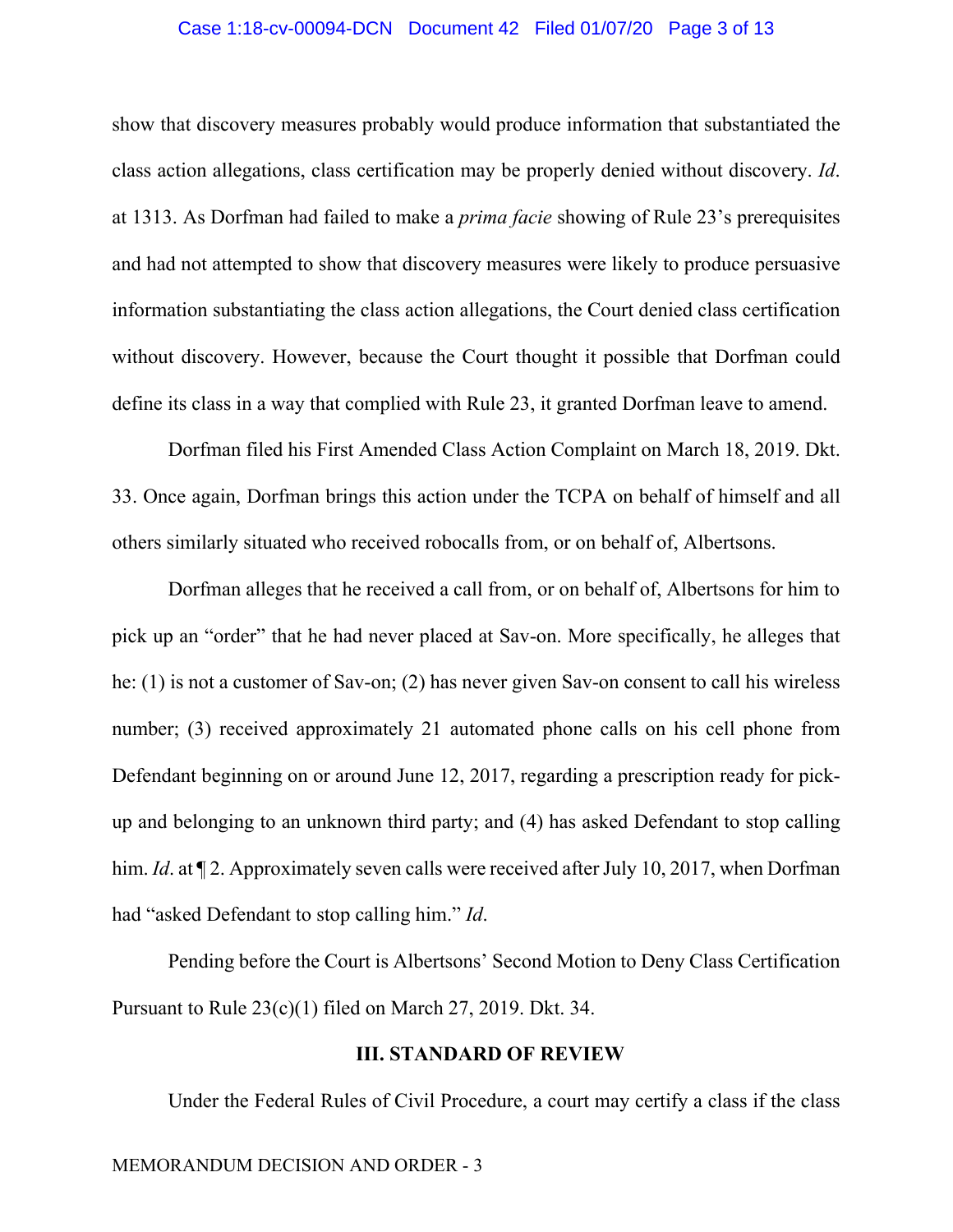show that discovery measures probably would produce information that substantiated the class action allegations, class certification may be properly denied without discovery. *Id*. at 1313. As Dorfman had failed to make a *prima facie* showing of Rule 23's prerequisites and had not attempted to show that discovery measures were likely to produce persuasive information substantiating the class action allegations, the Court denied class certification without discovery. However, because the Court thought it possible that Dorfman could define its class in a way that complied with Rule 23, it granted Dorfman leave to amend.

Dorfman filed his First Amended Class Action Complaint on March 18, 2019. Dkt. 33. Once again, Dorfman brings this action under the TCPA on behalf of himself and all others similarly situated who received robocalls from, or on behalf of, Albertsons.

Dorfman alleges that he received a call from, or on behalf of, Albertsons for him to pick up an "order" that he had never placed at Sav-on. More specifically, he alleges that he: (1) is not a customer of Sav-on; (2) has never given Sav-on consent to call his wireless number; (3) received approximately 21 automated phone calls on his cell phone from Defendant beginning on or around June 12, 2017, regarding a prescription ready for pick-up and belonging to an unknown third party; and (4) has asked Defendant to stop calling him. *Id*. at ¶ 2. Approximately seven calls were received after July 10, 2017, when Dorfman had "asked Defendant to stop calling him." *Id*.

Pending before the Court is Albertsons' Second Motion to Deny Class Certification Pursuant to Rule 23(c)(1) filed on March 27, 2019. Dkt. 34.

## III. STANDARD OF REVIEW

Under the Federal Rules of Civil Procedure, a court may certify a class if the class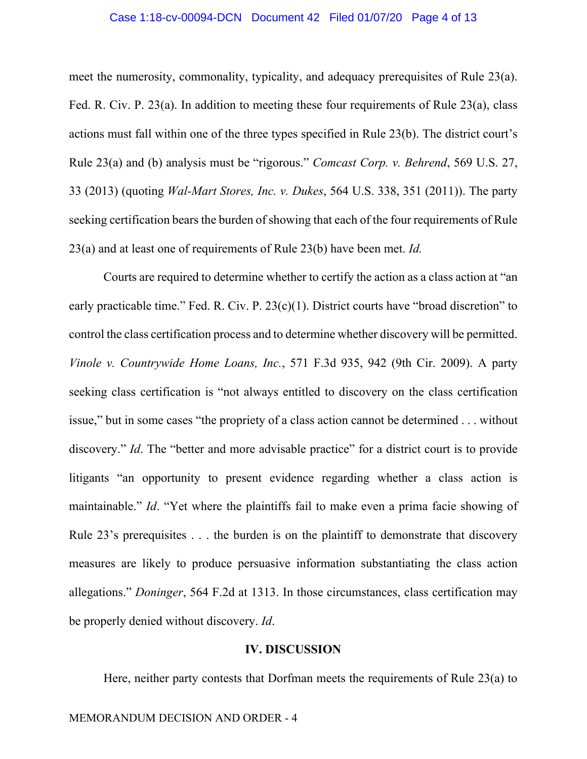meet the numerosity, commonality, typicality, and adequacy prerequisites of Rule 23(a). Fed. R. Civ. P. 23(a). In addition to meeting these four requirements of Rule 23(a), class actions must fall within one of the three types specified in Rule 23(b). The district court's Rule 23(a) and (b) analysis must be "rigorous." *Comcast Corp. v. Behrend*, 569 U.S. 27, 33 (2013) (quoting *Wal-Mart Stores, Inc. v. Dukes*, 564 U.S. 338, 351 (2011)). The party seeking certification bears the burden of showing that each of the four requirements of Rule 23(a) and at least one of requirements of Rule 23(b) have been met. *Id.*

Courts are required to determine whether to certify the action as a class action at "an early practicable time." Fed. R. Civ. P. 23(c)(1). District courts have "broad discretion" to control the class certification process and to determine whether discovery will be permitted. *Vinole v. Countrywide Home Loans, Inc.*, 571 F.3d 935, 942 (9th Cir. 2009). A party seeking class certification is "not always entitled to discovery on the class certification issue," but in some cases "the propriety of a class action cannot be determined . . . without discovery." *Id*. The "better and more advisable practice" for a district court is to provide litigants "an opportunity to present evidence regarding whether a class action is maintainable." *Id*. "Yet where the plaintiffs fail to make even a prima facie showing of Rule 23's prerequisites . . . the burden is on the plaintiff to demonstrate that discovery measures are likely to produce persuasive information substantiating the class action allegations." *Doninger*, 564 F.2d at 1313. In those circumstances, class certification may be properly denied without discovery. *Id*.

## IV. DISCUSSION

Here, neither party contests that Dorfman meets the requirements of Rule 23(a) to

MEMORANDUM DECISION AND ORDER - 4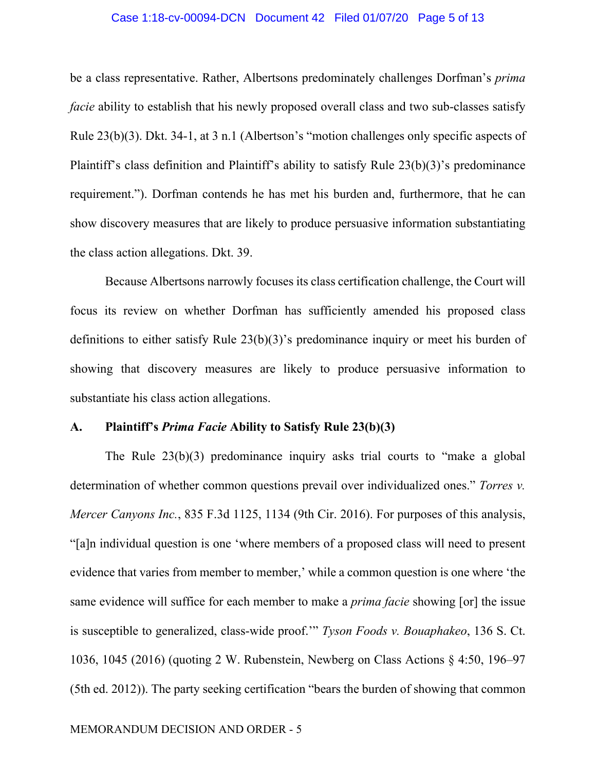be a class representative. Rather, Albertsons predominately challenges Dorfman's *prima facie* ability to establish that his newly proposed overall class and two sub-classes satisfy Rule 23(b)(3). Dkt. 34-1, at 3 n.1 (Albertson's "motion challenges only specific aspects of Plaintiff's class definition and Plaintiff's ability to satisfy Rule 23(b)(3)'s predominance requirement."). Dorfman contends he has met his burden and, furthermore, that he can show discovery measures that are likely to produce persuasive information substantiating the class action allegations. Dkt. 39.

Because Albertsons narrowly focuses its class certification challenge, the Court will focus its review on whether Dorfman has sufficiently amended his proposed class definitions to either satisfy Rule 23(b)(3)'s predominance inquiry or meet his burden of showing that discovery measures are likely to produce persuasive information to substantiate his class action allegations.

### A. Plaintiff's *Prima Facie* Ability to Satisfy Rule 23(b)(3)

The Rule 23(b)(3) predominance inquiry asks trial courts to "make a global determination of whether common questions prevail over individualized ones." *Torres v. Mercer Canyons Inc.*, 835 F.3d 1125, 1134 (9th Cir. 2016). For purposes of this analysis, "[a]n individual question is one 'where members of a proposed class will need to present evidence that varies from member to member,' while a common question is one where 'the same evidence will suffice for each member to make a *prima facie* showing [or] the issue is susceptible to generalized, class-wide proof.'" *Tyson Foods v. Bouaphakeo*, 136 S. Ct. 1036, 1045 (2016) (quoting 2 W. Rubenstein, Newberg on Class Actions § 4:50, 196–97 (5th ed. 2012)). The party seeking certification "bears the burden of showing that common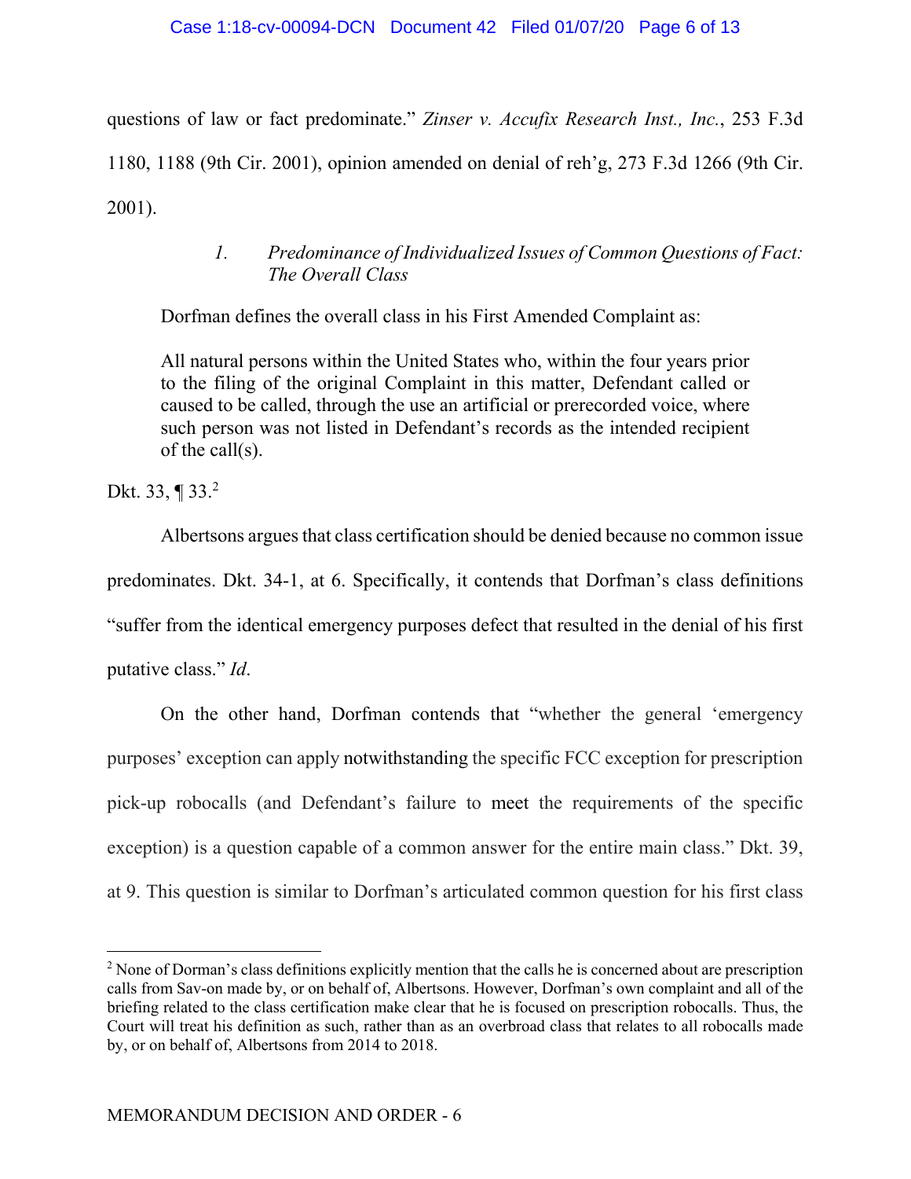questions of law or fact predominate." *Zinser v. Accufix Research Inst., Inc.*, 253 F.3d 1180, 1188 (9th Cir. 2001), opinion amended on denial of reh'g, 273 F.3d 1266 (9th Cir. 2001).

### *1. Predominance of Individualized Issues of Common Questions of Fact: The Overall Class*

Dorfman defines the overall class in his First Amended Complaint as:

> All natural persons within the United States who, within the four years prior to the filing of the original Complaint in this matter, Defendant called or caused to be called, through the use an artificial or prerecorded voice, where such person was not listed in Defendant's records as the intended recipient of the call(s).

Dkt. 33, ¶ 33.[2]

Albertsons argues that class certification should be denied because no common issue predominates. Dkt. 34-1, at 6. Specifically, it contends that Dorfman's class definitions "suffer from the identical emergency purposes defect that resulted in the denial of his first putative class." *Id*.

On the other hand, Dorfman contends that "whether the general 'emergency purposes' exception can apply notwithstanding the specific FCC exception for prescription pick-up robocalls (and Defendant's failure to meet the requirements of the specific exception) is a question capable of a common answer for the entire main class." Dkt. 39, at 9. This question is similar to Dorfman's articulated common question for his first class

[2] None of Dorman's class definitions explicitly mention that the calls he is concerned about are prescription calls from Sav-on made by, or on behalf of, Albertsons. However, Dorfman's own complaint and all of the briefing related to the class certification make clear that he is focused on prescription robocalls. Thus, the Court will treat his definition as such, rather than as an overbroad class that relates to all robocalls made by, or on behalf of, Albertsons from 2014 to 2018.

MEMORANDUM DECISION AND ORDER - 6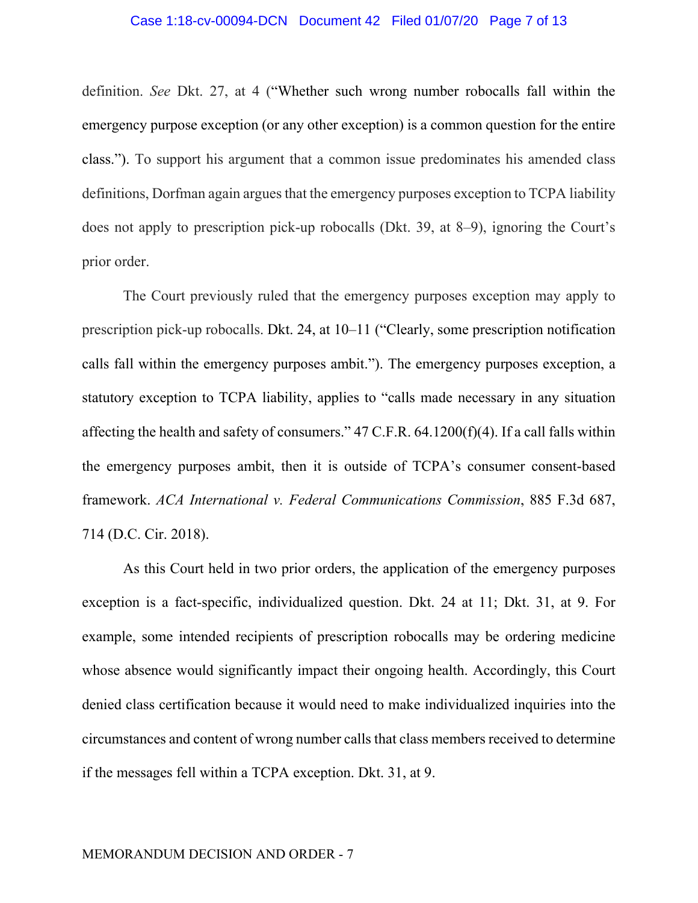definition. *See* Dkt. 27, at 4 ("Whether such wrong number robocalls fall within the emergency purpose exception (or any other exception) is a common question for the entire class."). To support his argument that a common issue predominates his amended class definitions, Dorfman again argues that the emergency purposes exception to TCPA liability does not apply to prescription pick-up robocalls (Dkt. 39, at 8–9), ignoring the Court's prior order.

The Court previously ruled that the emergency purposes exception may apply to prescription pick-up robocalls. Dkt. 24, at 10–11 ("Clearly, some prescription notification calls fall within the emergency purposes ambit."). The emergency purposes exception, a statutory exception to TCPA liability, applies to "calls made necessary in any situation affecting the health and safety of consumers." 47 C.F.R. 64.1200(f)(4). If a call falls within the emergency purposes ambit, then it is outside of TCPA's consumer consent-based framework. *ACA International v. Federal Communications Commission*, 885 F.3d 687, 714 (D.C. Cir. 2018).

As this Court held in two prior orders, the application of the emergency purposes exception is a fact-specific, individualized question. Dkt. 24 at 11; Dkt. 31, at 9. For example, some intended recipients of prescription robocalls may be ordering medicine whose absence would significantly impact their ongoing health. Accordingly, this Court denied class certification because it would need to make individualized inquiries into the circumstances and content of wrong number calls that class members received to determine if the messages fell within a TCPA exception. Dkt. 31, at 9.

MEMORANDUM DECISION AND ORDER - 7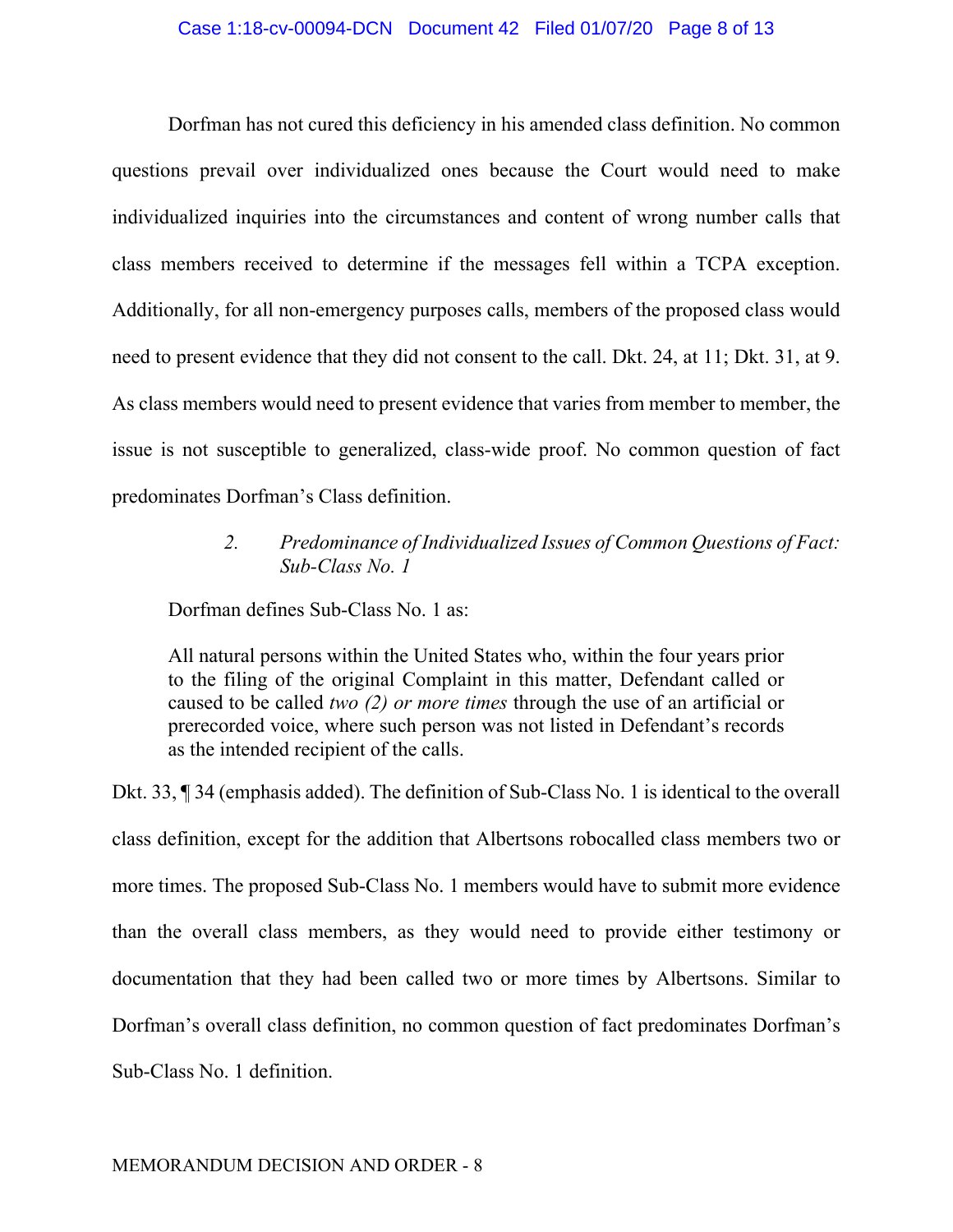Dorfman has not cured this deficiency in his amended class definition. No common questions prevail over individualized ones because the Court would need to make individualized inquiries into the circumstances and content of wrong number calls that class members received to determine if the messages fell within a TCPA exception. Additionally, for all non-emergency purposes calls, members of the proposed class would need to present evidence that they did not consent to the call. Dkt. 24, at 11; Dkt. 31, at 9. As class members would need to present evidence that varies from member to member, the issue is not susceptible to generalized, class-wide proof. No common question of fact predominates Dorfman's Class definition.

*2. Predominance of Individualized Issues of Common Questions of Fact: Sub-Class No. 1*

Dorfman defines Sub-Class No. 1 as:

> All natural persons within the United States who, within the four years prior to the filing of the original Complaint in this matter, Defendant called or caused to be called *two (2) or more times* through the use of an artificial or prerecorded voice, where such person was not listed in Defendant's records as the intended recipient of the calls.

Dkt. 33, ¶ 34 (emphasis added). The definition of Sub-Class No. 1 is identical to the overall class definition, except for the addition that Albertsons robocalled class members two or more times. The proposed Sub-Class No. 1 members would have to submit more evidence than the overall class members, as they would need to provide either testimony or documentation that they had been called two or more times by Albertsons. Similar to Dorfman's overall class definition, no common question of fact predominates Dorfman's Sub-Class No. 1 definition.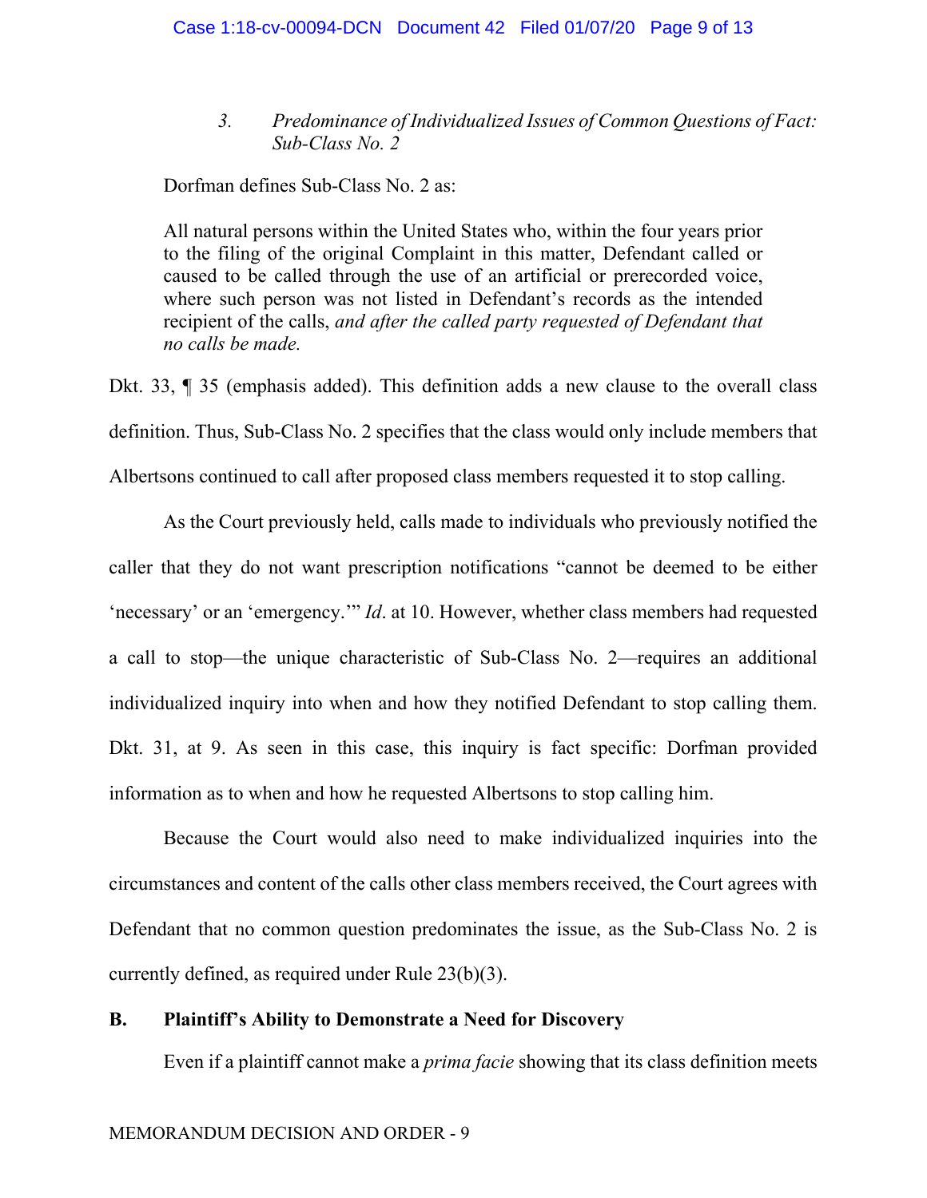### 3. *Predominance of Individualized Issues of Common Questions of Fact: Sub-Class No. 2*

Dorfman defines Sub-Class No. 2 as:

> All natural persons within the United States who, within the four years prior to the filing of the original Complaint in this matter, Defendant called or caused to be called through the use of an artificial or prerecorded voice, where such person was not listed in Defendant's records as the intended recipient of the calls, *and after the called party requested of Defendant that no calls be made.*

Dkt. 33, ¶ 35 (emphasis added). This definition adds a new clause to the overall class definition. Thus, Sub-Class No. 2 specifies that the class would only include members that Albertsons continued to call after proposed class members requested it to stop calling.

As the Court previously held, calls made to individuals who previously notified the caller that they do not want prescription notifications "cannot be deemed to be either 'necessary' or an 'emergency.'" *Id*. at 10. However, whether class members had requested a call to stop—the unique characteristic of Sub-Class No. 2—requires an additional individualized inquiry into when and how they notified Defendant to stop calling them. Dkt. 31, at 9. As seen in this case, this inquiry is fact specific: Dorfman provided information as to when and how he requested Albertsons to stop calling him.

Because the Court would also need to make individualized inquiries into the circumstances and content of the calls other class members received, the Court agrees with Defendant that no common question predominates the issue, as the Sub-Class No. 2 is currently defined, as required under Rule 23(b)(3).

## B. Plaintiff's Ability to Demonstrate a Need for Discovery

Even if a plaintiff cannot make a *prima facie* showing that its class definition meets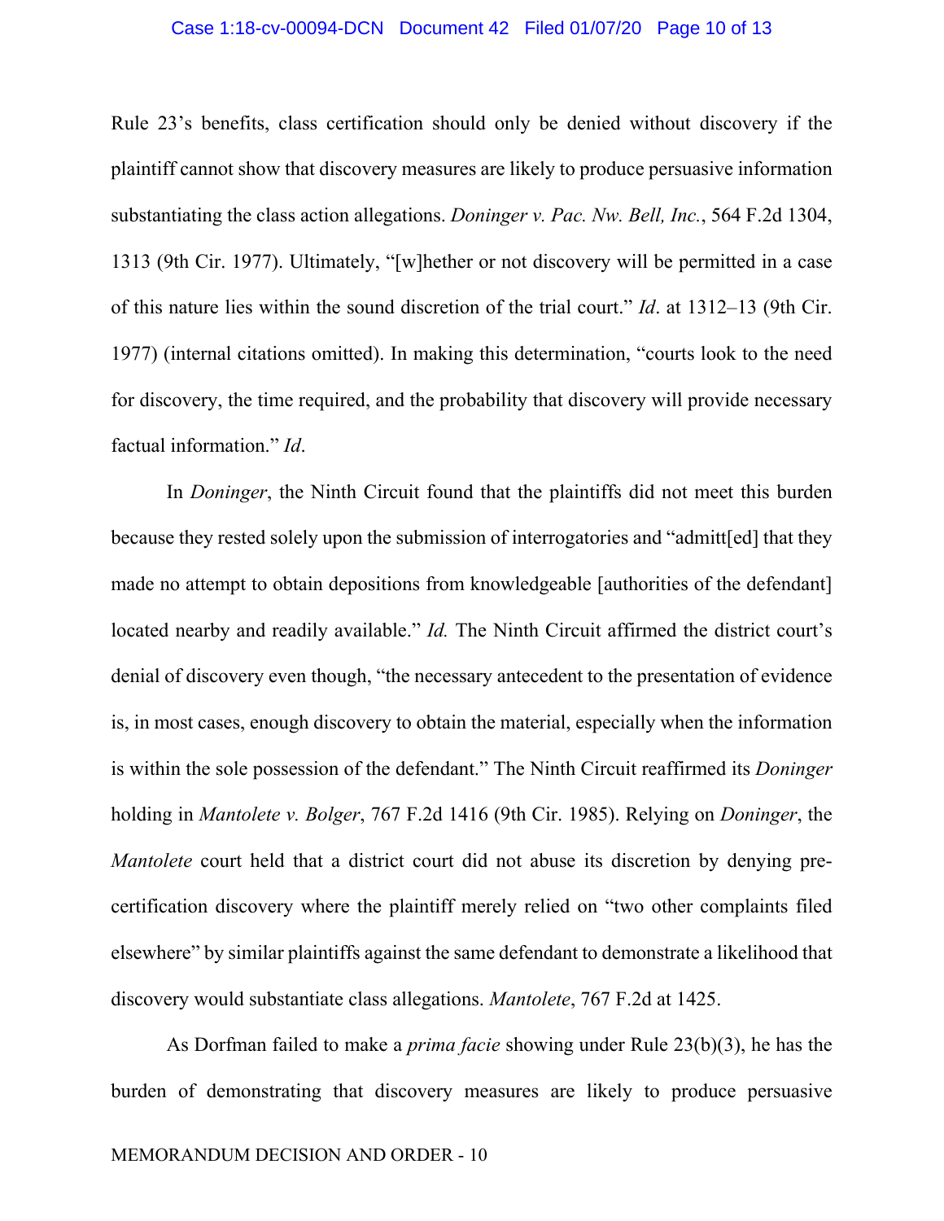Rule 23's benefits, class certification should only be denied without discovery if the plaintiff cannot show that discovery measures are likely to produce persuasive information substantiating the class action allegations. *Doninger v. Pac. Nw. Bell, Inc.*, 564 F.2d 1304, 1313 (9th Cir. 1977). Ultimately, "[w]hether or not discovery will be permitted in a case of this nature lies within the sound discretion of the trial court." *Id*. at 1312–13 (9th Cir. 1977) (internal citations omitted). In making this determination, "courts look to the need for discovery, the time required, and the probability that discovery will provide necessary factual information." *Id*.

In *Doninger*, the Ninth Circuit found that the plaintiffs did not meet this burden because they rested solely upon the submission of interrogatories and "admitt[ed] that they made no attempt to obtain depositions from knowledgeable [authorities of the defendant] located nearby and readily available." *Id.* The Ninth Circuit affirmed the district court's denial of discovery even though, "the necessary antecedent to the presentation of evidence is, in most cases, enough discovery to obtain the material, especially when the information is within the sole possession of the defendant." The Ninth Circuit reaffirmed its *Doninger* holding in *Mantolete v. Bolger*, 767 F.2d 1416 (9th Cir. 1985). Relying on *Doninger*, the *Mantolete* court held that a district court did not abuse its discretion by denying pre-certification discovery where the plaintiff merely relied on "two other complaints filed elsewhere" by similar plaintiffs against the same defendant to demonstrate a likelihood that discovery would substantiate class allegations. *Mantolete*, 767 F.2d at 1425.

As Dorfman failed to make a *prima facie* showing under Rule 23(b)(3), he has the burden of demonstrating that discovery measures are likely to produce persuasive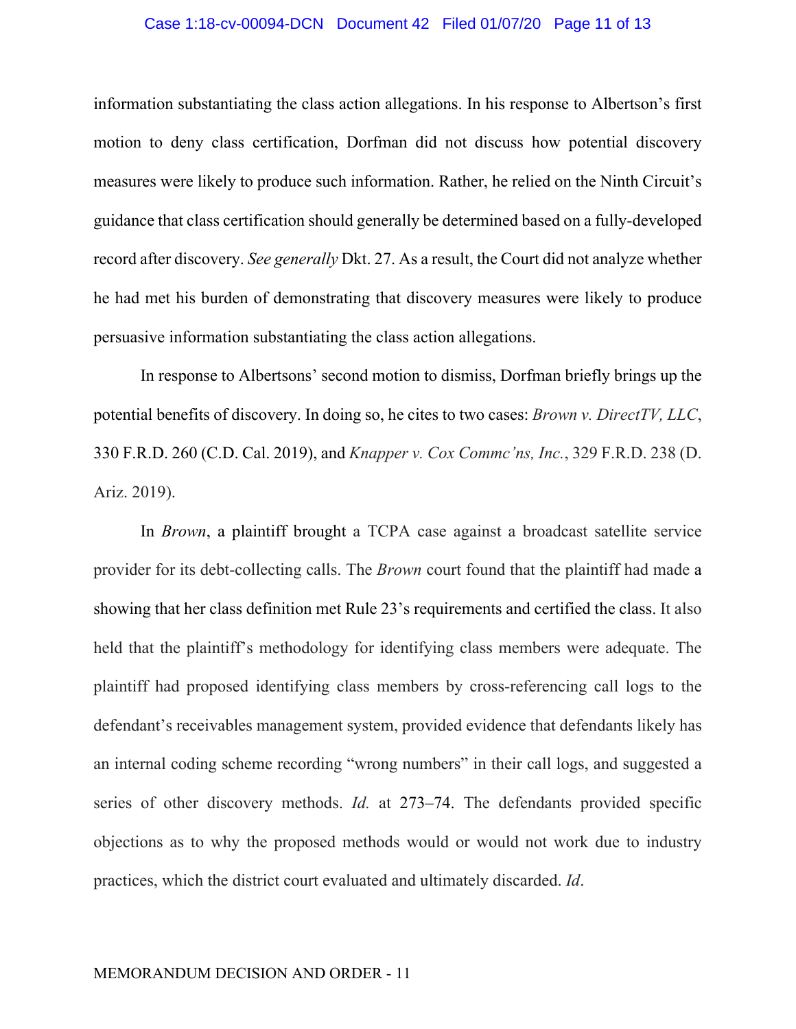information substantiating the class action allegations. In his response to Albertson's first motion to deny class certification, Dorfman did not discuss how potential discovery measures were likely to produce such information. Rather, he relied on the Ninth Circuit's guidance that class certification should generally be determined based on a fully-developed record after discovery. *See generally* Dkt. 27. As a result, the Court did not analyze whether he had met his burden of demonstrating that discovery measures were likely to produce persuasive information substantiating the class action allegations.

In response to Albertsons' second motion to dismiss, Dorfman briefly brings up the potential benefits of discovery. In doing so, he cites to two cases: *Brown v. DirectTV, LLC*, 330 F.R.D. 260 (C.D. Cal. 2019), and *Knapper v. Cox Commc'ns, Inc.*, 329 F.R.D. 238 (D. Ariz. 2019).

In *Brown*, a plaintiff brought a TCPA case against a broadcast satellite service provider for its debt-collecting calls. The *Brown* court found that the plaintiff had made a showing that her class definition met Rule 23's requirements and certified the class. It also held that the plaintiff's methodology for identifying class members were adequate. The plaintiff had proposed identifying class members by cross-referencing call logs to the defendant's receivables management system, provided evidence that defendants likely has an internal coding scheme recording "wrong numbers" in their call logs, and suggested a series of other discovery methods. *Id.* at 273–74. The defendants provided specific objections as to why the proposed methods would or would not work due to industry practices, which the district court evaluated and ultimately discarded. *Id*.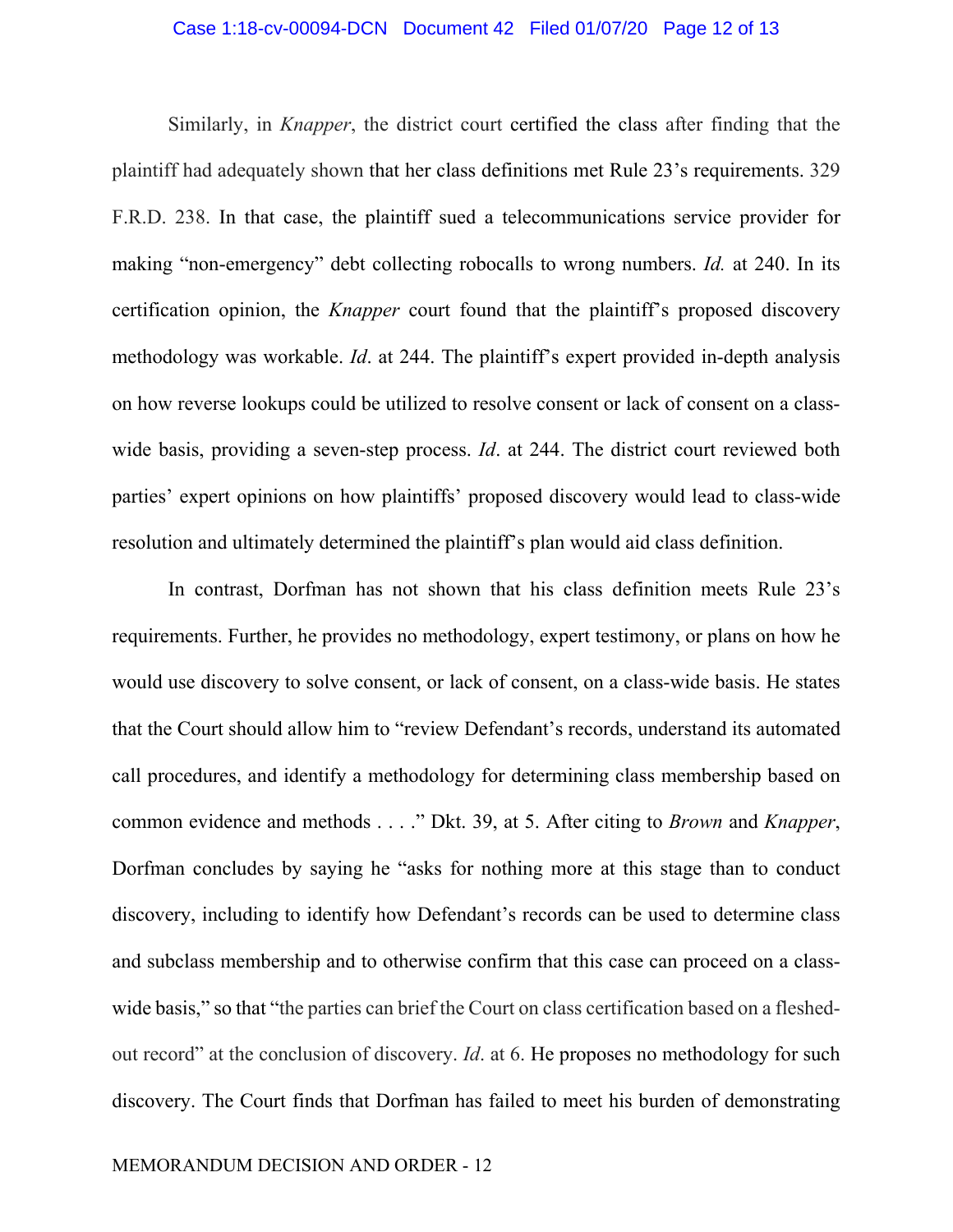Similarly, in *Knapper*, the district court certified the class after finding that the plaintiff had adequately shown that her class definitions met Rule 23's requirements. 329 F.R.D. 238. In that case, the plaintiff sued a telecommunications service provider for making "non-emergency" debt collecting robocalls to wrong numbers. *Id.* at 240. In its certification opinion, the *Knapper* court found that the plaintiff's proposed discovery methodology was workable. *Id*. at 244. The plaintiff's expert provided in-depth analysis on how reverse lookups could be utilized to resolve consent or lack of consent on a class-wide basis, providing a seven-step process. *Id*. at 244. The district court reviewed both parties' expert opinions on how plaintiffs' proposed discovery would lead to class-wide resolution and ultimately determined the plaintiff's plan would aid class definition.

In contrast, Dorfman has not shown that his class definition meets Rule 23's requirements. Further, he provides no methodology, expert testimony, or plans on how he would use discovery to solve consent, or lack of consent, on a class-wide basis. He states that the Court should allow him to "review Defendant's records, understand its automated call procedures, and identify a methodology for determining class membership based on common evidence and methods . . . ." Dkt. 39, at 5. After citing to *Brown* and *Knapper*, Dorfman concludes by saying he "asks for nothing more at this stage than to conduct discovery, including to identify how Defendant's records can be used to determine class and subclass membership and to otherwise confirm that this case can proceed on a class-wide basis," so that "the parties can brief the Court on class certification based on a fleshed-out record" at the conclusion of discovery. *Id*. at 6. He proposes no methodology for such discovery. The Court finds that Dorfman has failed to meet his burden of demonstrating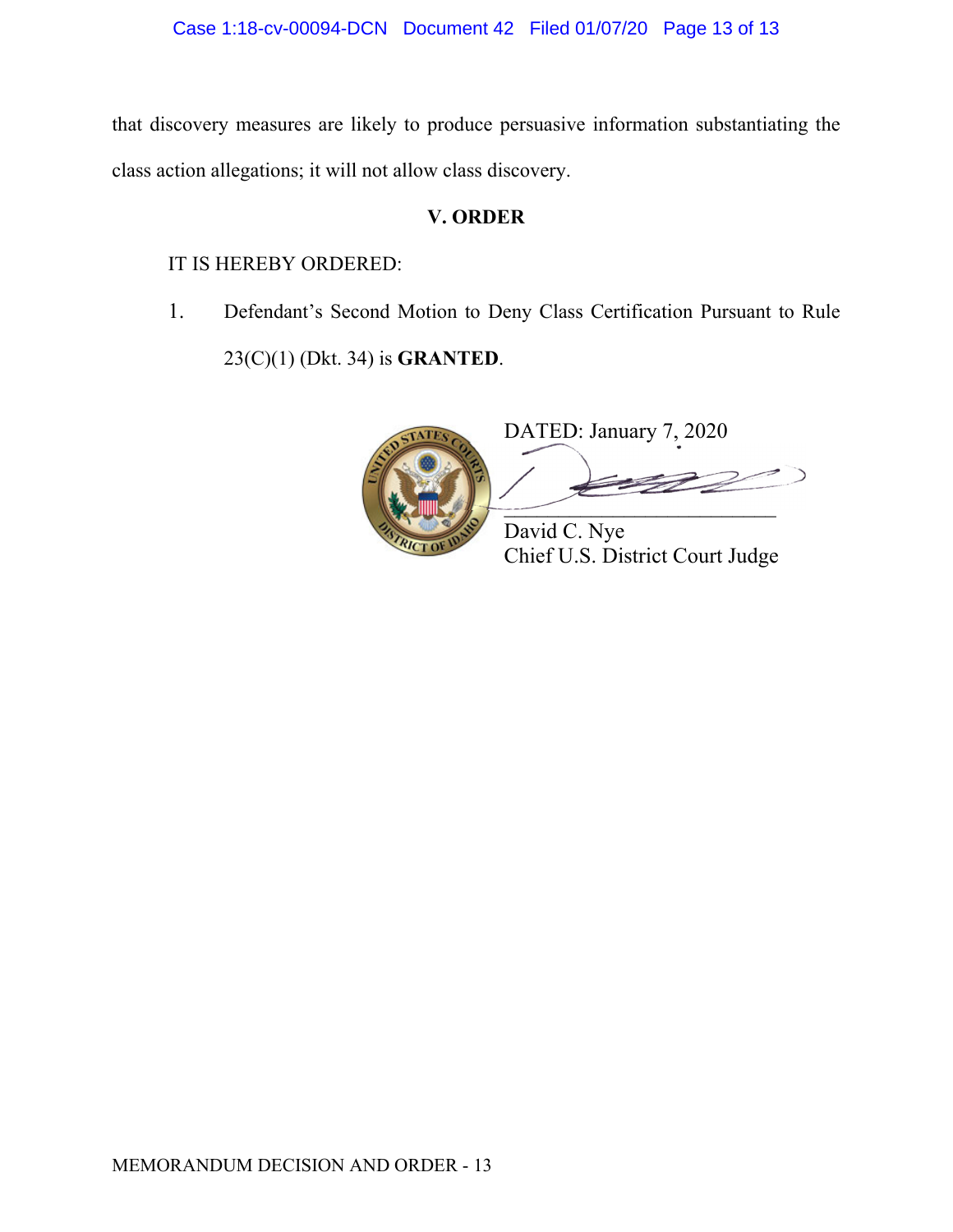that discovery measures are likely to produce persuasive information substantiating the class action allegations; it will not allow class discovery.

## V. ORDER

IT IS HEREBY ORDERED:

1. Defendant's Second Motion to Deny Class Certification Pursuant to Rule 23(C)(1) (Dkt. 34) is **GRANTED**.

DATED: January 7, 2020

David C. Nye
Chief U.S. District Court Judge

MEMORANDUM DECISION AND ORDER - 13